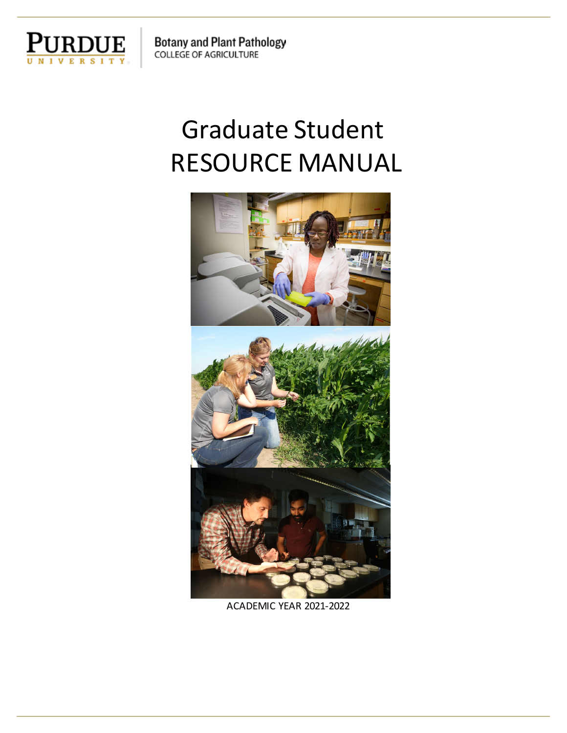PURDUE UNIVERSITY

Botany and Plant Pathology
COLLEGE OF AGRICULTURE

# Graduate Student RESOURCE MANUAL

ACADEMIC YEAR 2021-2022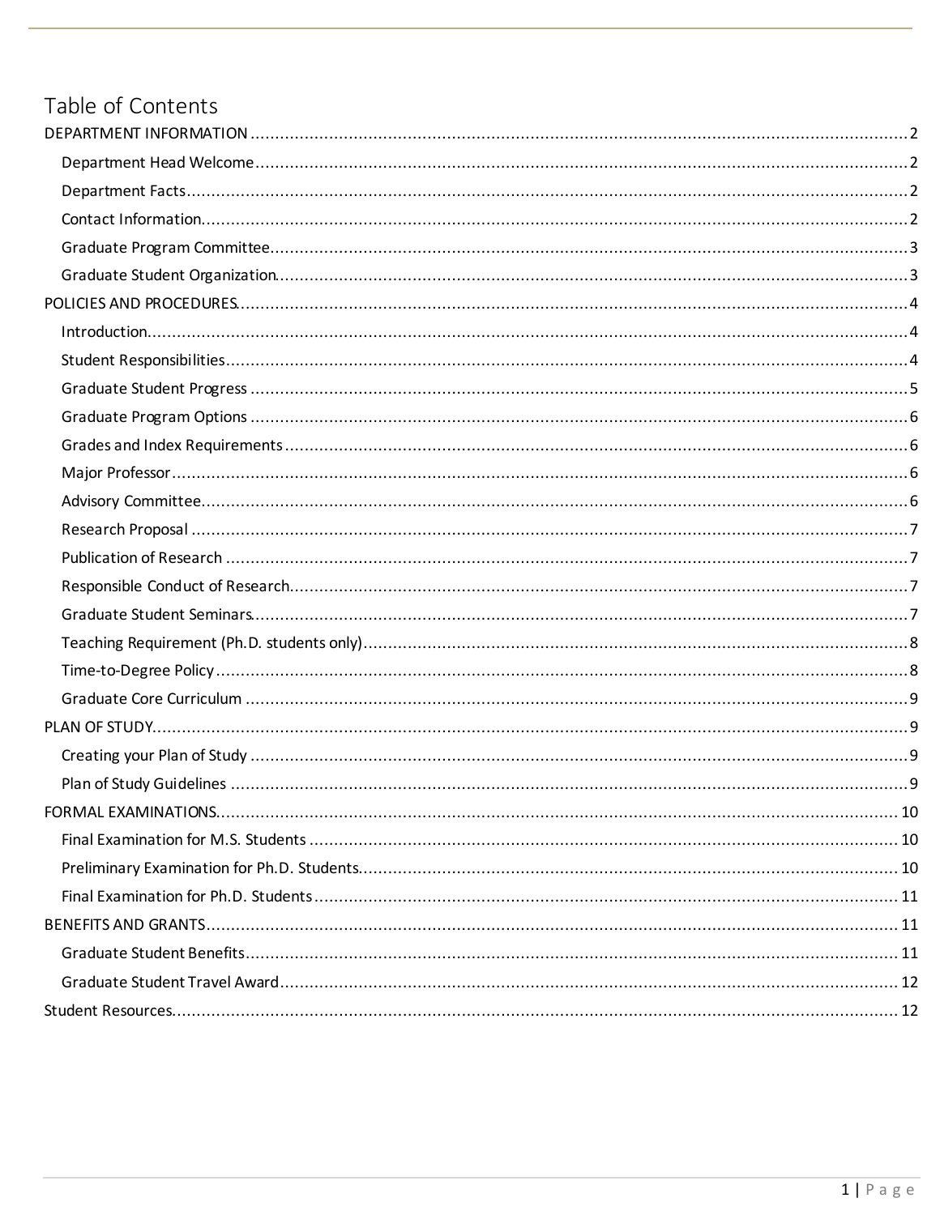# Table of Contents

- DEPARTMENT INFORMATION ........ 2
  - Department Head Welcome ........ 2
  - Department Facts ........ 2
  - Contact Information ........ 2
  - Graduate Program Committee ........ 3
  - Graduate Student Organization ........ 3
- POLICIES AND PROCEDURES ........ 4
  - Introduction ........ 4
  - Student Responsibilities ........ 4
  - Graduate Student Progress ........ 5
  - Graduate Program Options ........ 6
  - Grades and Index Requirements ........ 6
  - Major Professor ........ 6
  - Advisory Committee ........ 6
  - Research Proposal ........ 7
  - Publication of Research ........ 7
  - Responsible Conduct of Research ........ 7
  - Graduate Student Seminars ........ 7
  - Teaching Requirement (Ph.D. students only) ........ 8
  - Time-to-Degree Policy ........ 8
  - Graduate Core Curriculum ........ 9
- PLAN OF STUDY ........ 9
  - Creating your Plan of Study ........ 9
  - Plan of Study Guidelines ........ 9
- FORMAL EXAMINATIONS ........ 10
  - Final Examination for M.S. Students ........ 10
  - Preliminary Examination for Ph.D. Students ........ 10
  - Final Examination for Ph.D. Students ........ 11
- BENEFITS AND GRANTS ........ 11
  - Graduate Student Benefits ........ 11
  - Graduate Student Travel Award ........ 12
- Student Resources ........ 12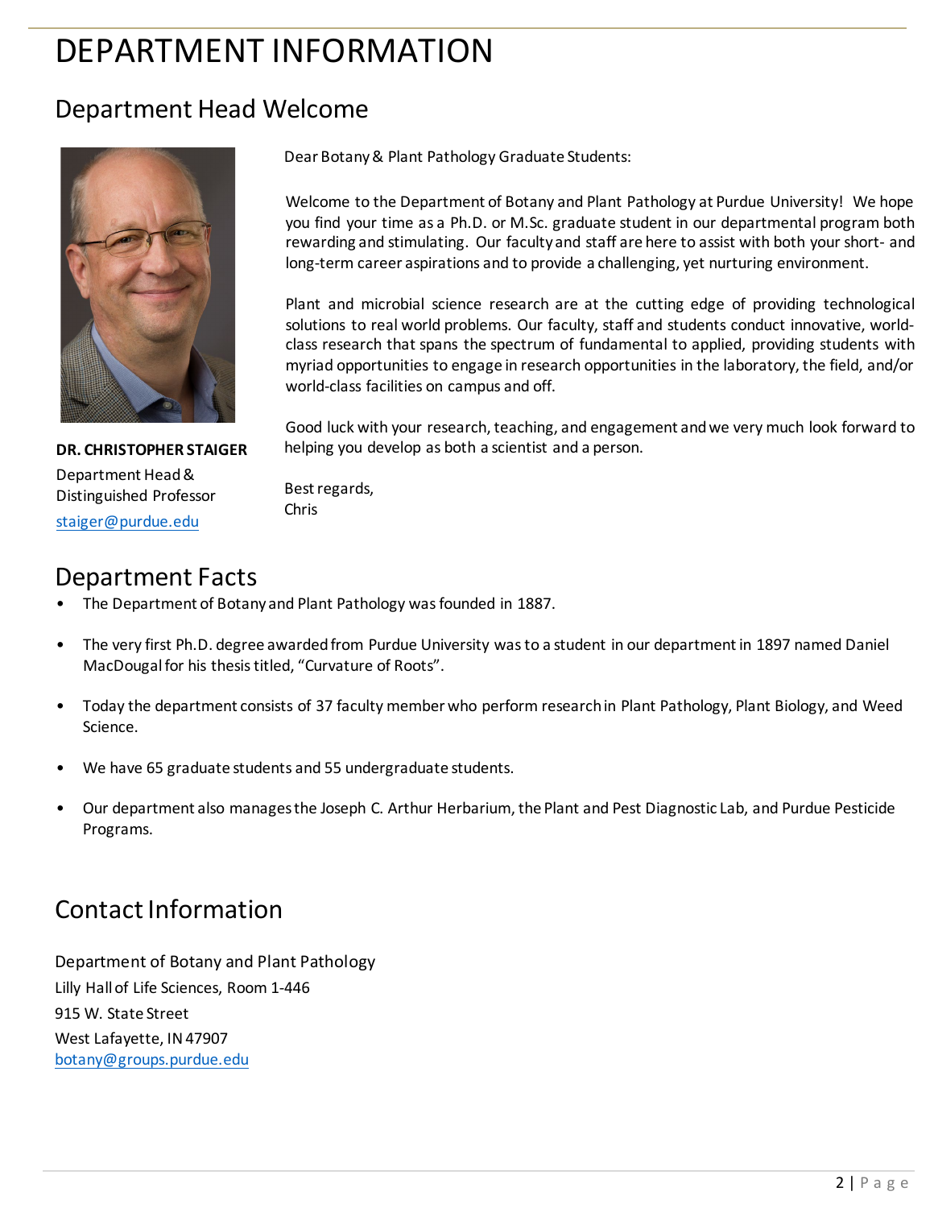# DEPARTMENT INFORMATION

## Department Head Welcome

**DR. CHRISTOPHER STAIGER**
Department Head & Distinguished Professor
staiger@purdue.edu

Dear Botany & Plant Pathology Graduate Students:

Welcome to the Department of Botany and Plant Pathology at Purdue University! We hope you find your time as a Ph.D. or M.Sc. graduate student in our departmental program both rewarding and stimulating. Our faculty and staff are here to assist with both your short- and long-term career aspirations and to provide a challenging, yet nurturing environment.

Plant and microbial science research are at the cutting edge of providing technological solutions to real world problems. Our faculty, staff and students conduct innovative, world-class research that spans the spectrum of fundamental to applied, providing students with myriad opportunities to engage in research opportunities in the laboratory, the field, and/or world-class facilities on campus and off.

Good luck with your research, teaching, and engagement and we very much look forward to helping you develop as both a scientist and a person.

Best regards,
Chris

## Department Facts

- The Department of Botany and Plant Pathology was founded in 1887.
- The very first Ph.D. degree awarded from Purdue University was to a student in our department in 1897 named Daniel MacDougal for his thesis titled, "Curvature of Roots".
- Today the department consists of 37 faculty member who perform research in Plant Pathology, Plant Biology, and Weed Science.
- We have 65 graduate students and 55 undergraduate students.
- Our department also manages the Joseph C. Arthur Herbarium, the Plant and Pest Diagnostic Lab, and Purdue Pesticide Programs.

## Contact Information

Department of Botany and Plant Pathology
Lilly Hall of Life Sciences, Room 1-446
915 W. State Street
West Lafayette, IN 47907
botany@groups.purdue.edu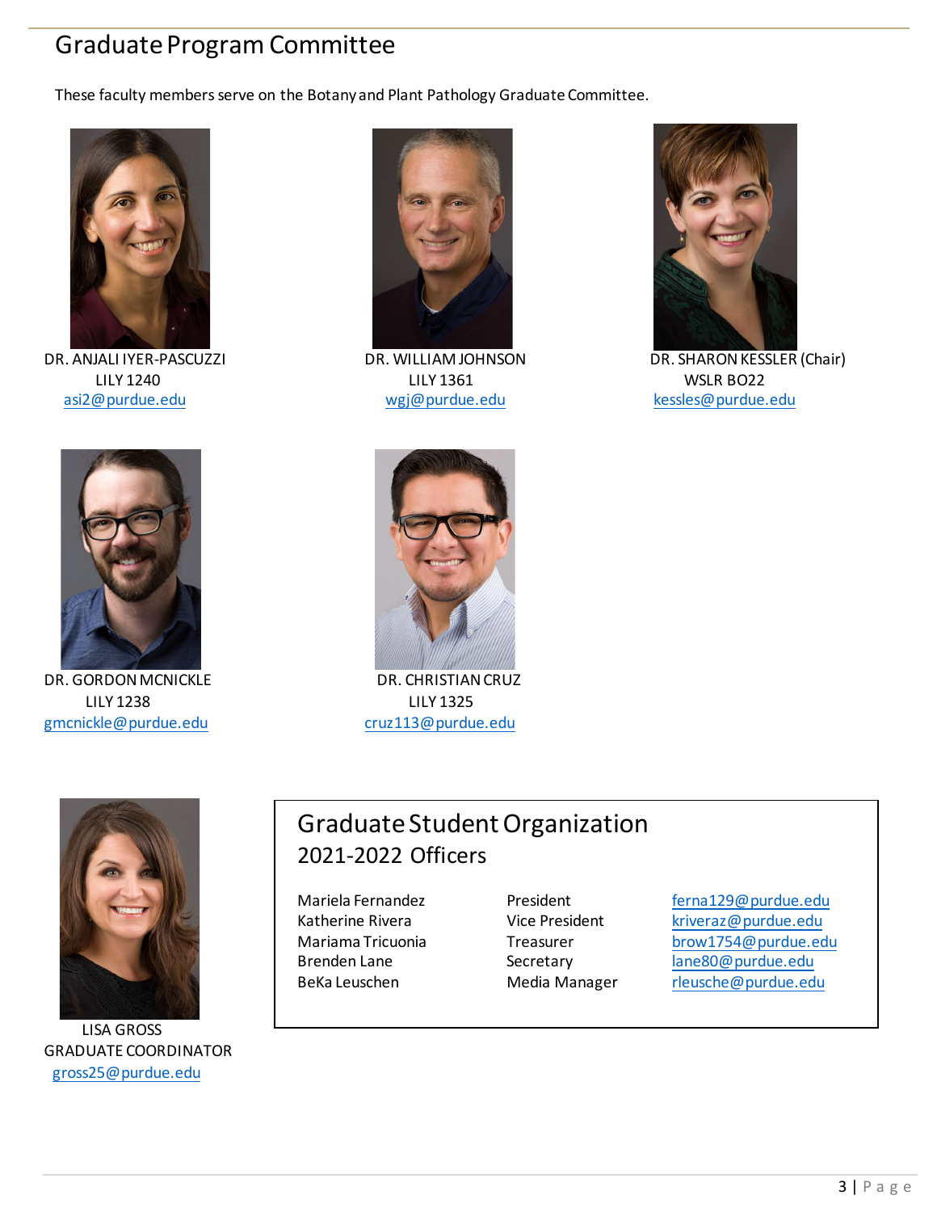# Graduate Program Committee

These faculty members serve on the Botany and Plant Pathology Graduate Committee.

DR. ANJALI IYER-PASCUZZI
LILY 1240
asi2@purdue.edu

DR. WILLIAM JOHNSON
LILY 1361
wgj@purdue.edu

DR. SHARON KESSLER (Chair)
WSLR BO22
kessles@purdue.edu

DR. GORDON MCNICKLE
LILY 1238
gmcnickle@purdue.edu

DR. CHRISTIAN CRUZ
LILY 1325
cruz113@purdue.edu

LISA GROSS
GRADUATE COORDINATOR
gross25@purdue.edu

## Graduate Student Organization

### 2021-2022 Officers

| | | |
|---|---|---|
| Mariela Fernandez | President | ferna129@purdue.edu |
| Katherine Rivera | Vice President | kriveraz@purdue.edu |
| Mariama Tricuonia | Treasurer | brow1754@purdue.edu |
| Brenden Lane | Secretary | lane80@purdue.edu |
| BeKa Leuschen | Media Manager | rleusche@purdue.edu |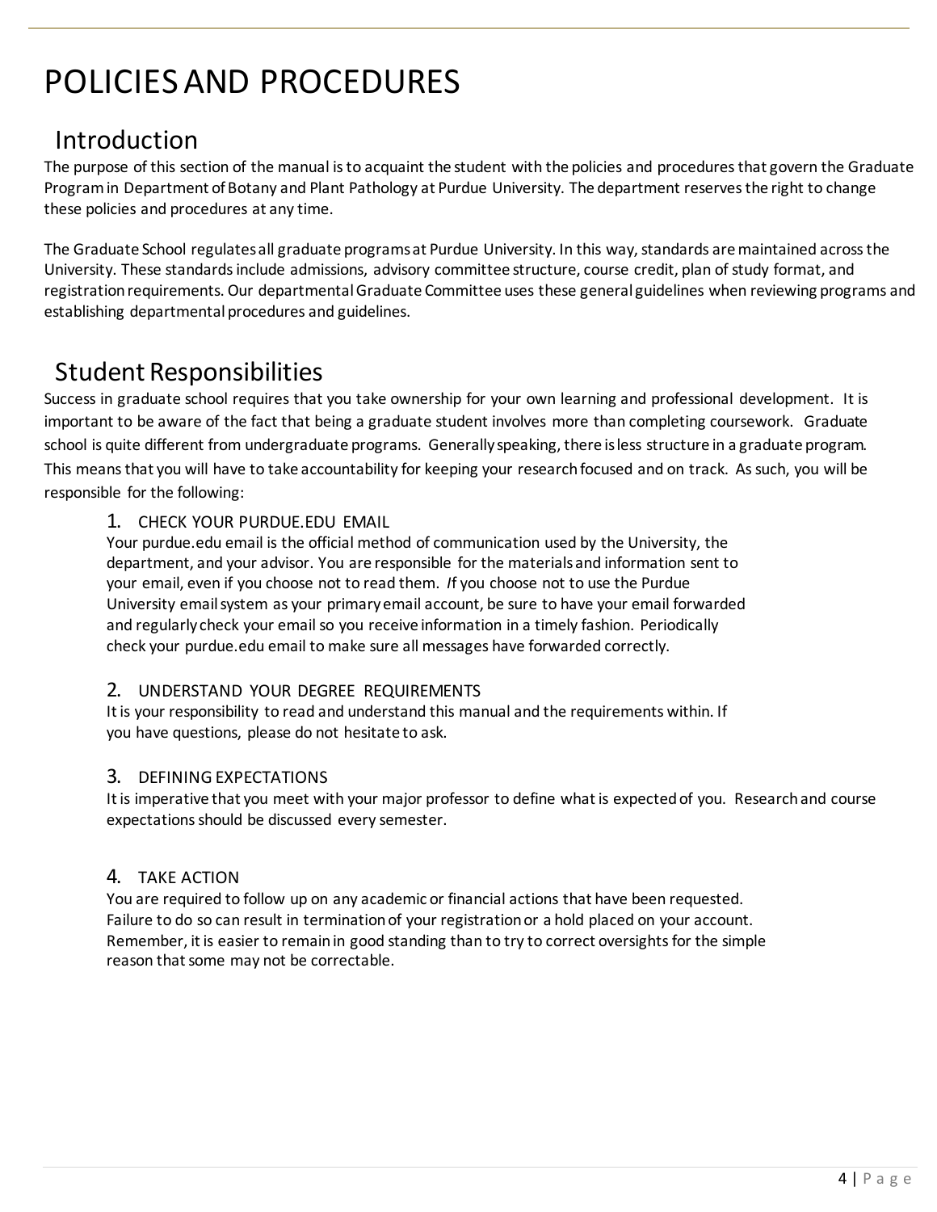# POLICIES AND PROCEDURES

## Introduction

The purpose of this section of the manual is to acquaint the student with the policies and procedures that govern the Graduate Program in Department of Botany and Plant Pathology at Purdue University. The department reserves the right to change these policies and procedures at any time.

The Graduate School regulates all graduate programs at Purdue University. In this way, standards are maintained across the University. These standards include admissions, advisory committee structure, course credit, plan of study format, and registration requirements. Our departmental Graduate Committee uses these general guidelines when reviewing programs and establishing departmental procedures and guidelines.

## Student Responsibilities

Success in graduate school requires that you take ownership for your own learning and professional development. It is important to be aware of the fact that being a graduate student involves more than completing coursework. Graduate school is quite different from undergraduate programs. Generally speaking, there is less structure in a graduate program. This means that you will have to take accountability for keeping your research focused and on track. As such, you will be responsible for the following:

1. CHECK YOUR PURDUE.EDU EMAIL
   Your purdue.edu email is the official method of communication used by the University, the department, and your advisor. You are responsible for the materials and information sent to your email, even if you choose not to read them. *I*f you choose not to use the Purdue University email system as your primary email account, be sure to have your email forwarded and regularly check your email so you receive information in a timely fashion. Periodically check your purdue.edu email to make sure all messages have forwarded correctly.

2. UNDERSTAND YOUR DEGREE REQUIREMENTS
   It is your responsibility to read and understand this manual and the requirements within. If you have questions, please do not hesitate to ask.

3. DEFINING EXPECTATIONS
   It is imperative that you meet with your major professor to define what is expected of you. Research and course expectations should be discussed every semester.

4. TAKE ACTION
   You are required to follow up on any academic or financial actions that have been requested. Failure to do so can result in termination of your registration or a hold placed on your account. Remember, it is easier to remain in good standing than to try to correct oversights for the simple reason that some may not be correctable.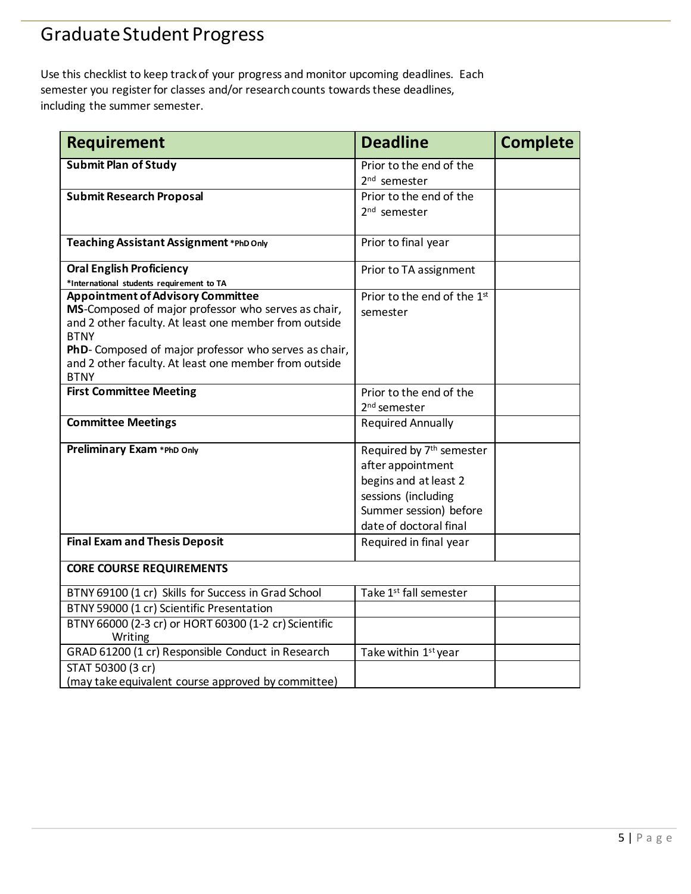# Graduate Student Progress

Use this checklist to keep track of your progress and monitor upcoming deadlines. Each semester you register for classes and/or research counts towards these deadlines, including the summer semester.

| Requirement | Deadline | Complete |
|---|---|---|
| **Submit Plan of Study** | Prior to the end of the 2nd semester | |
| **Submit Research Proposal** | Prior to the end of the 2nd semester | |
| **Teaching Assistant Assignment** *PhD Only | Prior to final year | |
| **Oral English Proficiency** *International students requirement to TA | Prior to TA assignment | |
| **Appointment of Advisory Committee** **MS**-Composed of major professor who serves as chair, and 2 other faculty. At least one member from outside BTNY **PhD**- Composed of major professor who serves as chair, and 2 other faculty. At least one member from outside BTNY | Prior to the end of the 1st semester | |
| **First Committee Meeting** | Prior to the end of the 2nd semester | |
| **Committee Meetings** | Required Annually | |
| **Preliminary Exam** *PhD Only | Required by 7th semester after appointment begins and at least 2 sessions (including Summer session) before date of doctoral final | |
| **Final Exam and Thesis Deposit** | Required in final year | |
| **CORE COURSE REQUIREMENTS** | | |
| BTNY 69100 (1 cr) Skills for Success in Grad School | Take 1st fall semester | |
| BTNY 59000 (1 cr) Scientific Presentation | | |
| BTNY 66000 (2-3 cr) or HORT 60300 (1-2 cr) Scientific Writing | | |
| GRAD 61200 (1 cr) Responsible Conduct in Research | Take within 1st year | |
| STAT 50300 (3 cr) (may take equivalent course approved by committee) | | |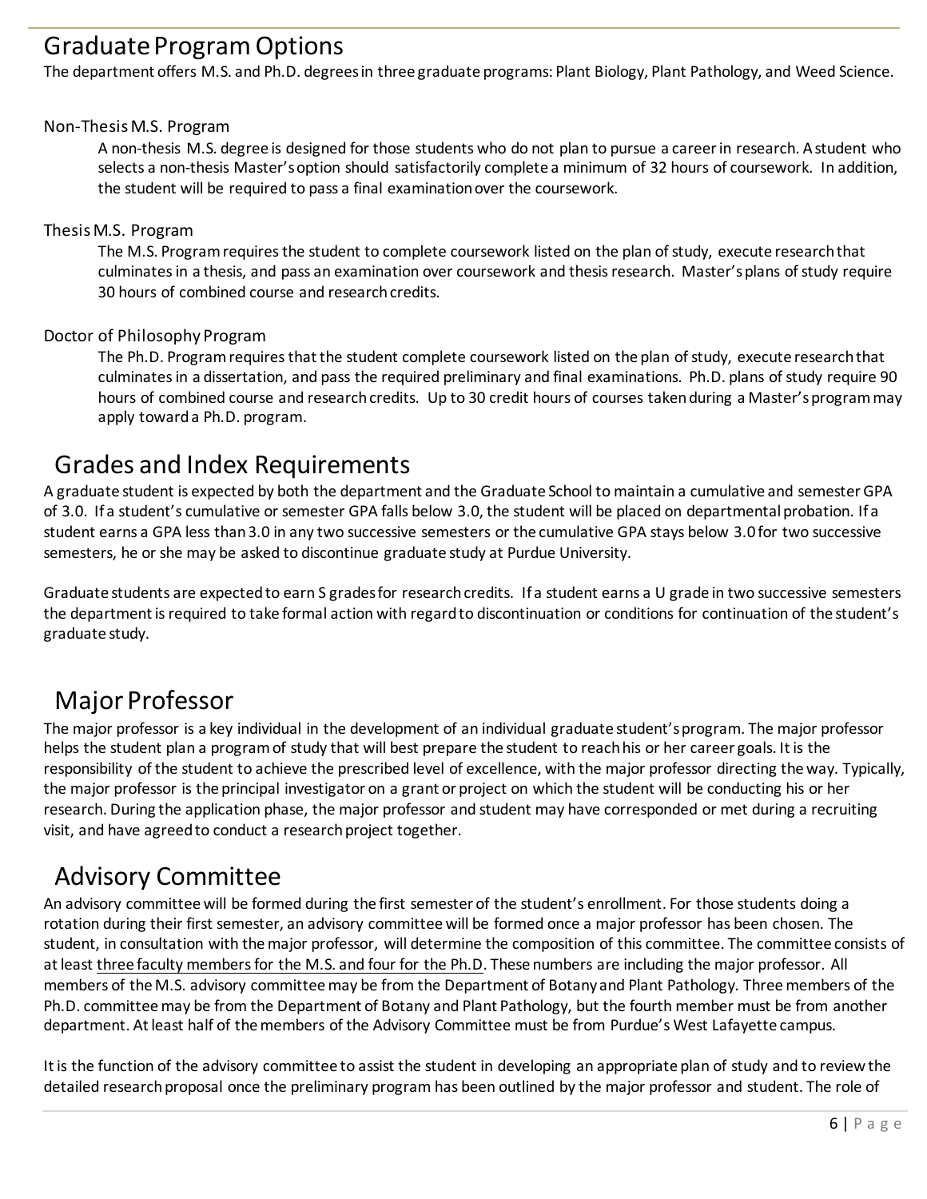# Graduate Program Options

The department offers M.S. and Ph.D. degrees in three graduate programs: Plant Biology, Plant Pathology, and Weed Science.

### Non-Thesis M.S. Program

A non-thesis M.S. degree is designed for those students who do not plan to pursue a career in research. A student who selects a non-thesis Master's option should satisfactorily complete a minimum of 32 hours of coursework. In addition, the student will be required to pass a final examination over the coursework.

### Thesis M.S. Program

The M.S. Program requires the student to complete coursework listed on the plan of study, execute research that culminates in a thesis, and pass an examination over coursework and thesis research. Master's plans of study require 30 hours of combined course and research credits.

### Doctor of Philosophy Program

The Ph.D. Program requires that the student complete coursework listed on the plan of study, execute research that culminates in a dissertation, and pass the required preliminary and final examinations. Ph.D. plans of study require 90 hours of combined course and research credits. Up to 30 credit hours of courses taken during a Master's program may apply toward a Ph.D. program.

# Grades and Index Requirements

A graduate student is expected by both the department and the Graduate School to maintain a cumulative and semester GPA of 3.0. If a student's cumulative or semester GPA falls below 3.0, the student will be placed on departmental probation. If a student earns a GPA less than 3.0 in any two successive semesters or the cumulative GPA stays below 3.0 for two successive semesters, he or she may be asked to discontinue graduate study at Purdue University.

Graduate students are expected to earn S grades for research credits. If a student earns a U grade in two successive semesters the department is required to take formal action with regard to discontinuation or conditions for continuation of the student's graduate study.

# Major Professor

The major professor is a key individual in the development of an individual graduate student's program. The major professor helps the student plan a program of study that will best prepare the student to reach his or her career goals. It is the responsibility of the student to achieve the prescribed level of excellence, with the major professor directing the way. Typically, the major professor is the principal investigator on a grant or project on which the student will be conducting his or her research. During the application phase, the major professor and student may have corresponded or met during a recruiting visit, and have agreed to conduct a research project together.

# Advisory Committee

An advisory committee will be formed during the first semester of the student's enrollment. For those students doing a rotation during their first semester, an advisory committee will be formed once a major professor has been chosen. The student, in consultation with the major professor, will determine the composition of this committee. The committee consists of at least <u>three faculty members for the M.S. and four for the Ph.D</u>. These numbers are including the major professor. All members of the M.S. advisory committee may be from the Department of Botany and Plant Pathology. Three members of the Ph.D. committee may be from the Department of Botany and Plant Pathology, but the fourth member must be from another department. At least half of the members of the Advisory Committee must be from Purdue's West Lafayette campus.

It is the function of the advisory committee to assist the student in developing an appropriate plan of study and to review the detailed research proposal once the preliminary program has been outlined by the major professor and student. The role of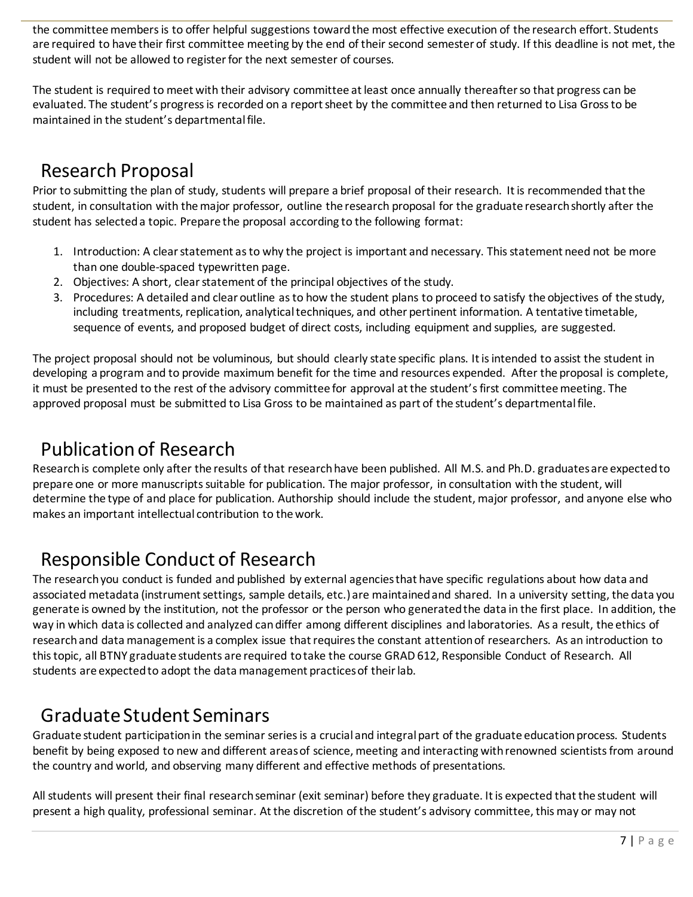the committee members is to offer helpful suggestions toward the most effective execution of the research effort. Students are required to have their first committee meeting by the end of their second semester of study. If this deadline is not met, the student will not be allowed to register for the next semester of courses.

The student is required to meet with their advisory committee at least once annually thereafter so that progress can be evaluated. The student's progress is recorded on a report sheet by the committee and then returned to Lisa Gross to be maintained in the student's departmental file.

## Research Proposal

Prior to submitting the plan of study, students will prepare a brief proposal of their research. It is recommended that the student, in consultation with the major professor, outline the research proposal for the graduate research shortly after the student has selected a topic. Prepare the proposal according to the following format:

1. Introduction: A clear statement as to why the project is important and necessary. This statement need not be more than one double-spaced typewritten page.
2. Objectives: A short, clear statement of the principal objectives of the study.
3. Procedures: A detailed and clear outline as to how the student plans to proceed to satisfy the objectives of the study, including treatments, replication, analytical techniques, and other pertinent information. A tentative timetable, sequence of events, and proposed budget of direct costs, including equipment and supplies, are suggested.

The project proposal should not be voluminous, but should clearly state specific plans. It is intended to assist the student in developing a program and to provide maximum benefit for the time and resources expended. After the proposal is complete, it must be presented to the rest of the advisory committee for approval at the student's first committee meeting. The approved proposal must be submitted to Lisa Gross to be maintained as part of the student's departmental file.

## Publication of Research

Research is complete only after the results of that research have been published. All M.S. and Ph.D. graduates are expected to prepare one or more manuscripts suitable for publication. The major professor, in consultation with the student, will determine the type of and place for publication. Authorship should include the student, major professor, and anyone else who makes an important intellectual contribution to the work.

## Responsible Conduct of Research

The research you conduct is funded and published by external agencies that have specific regulations about how data and associated metadata (instrument settings, sample details, etc.) are maintained and shared. In a university setting, the data you generate is owned by the institution, not the professor or the person who generated the data in the first place. In addition, the way in which data is collected and analyzed can differ among different disciplines and laboratories. As a result, the ethics of research and data management is a complex issue that requires the constant attention of researchers. As an introduction to this topic, all BTNY graduate students are required to take the course GRAD 612, Responsible Conduct of Research. All students are expected to adopt the data management practices of their lab.

## Graduate Student Seminars

Graduate student participation in the seminar series is a crucial and integral part of the graduate education process. Students benefit by being exposed to new and different areas of science, meeting and interacting with renowned scientists from around the country and world, and observing many different and effective methods of presentations.

All students will present their final research seminar (exit seminar) before they graduate. It is expected that the student will present a high quality, professional seminar. At the discretion of the student's advisory committee, this may or may not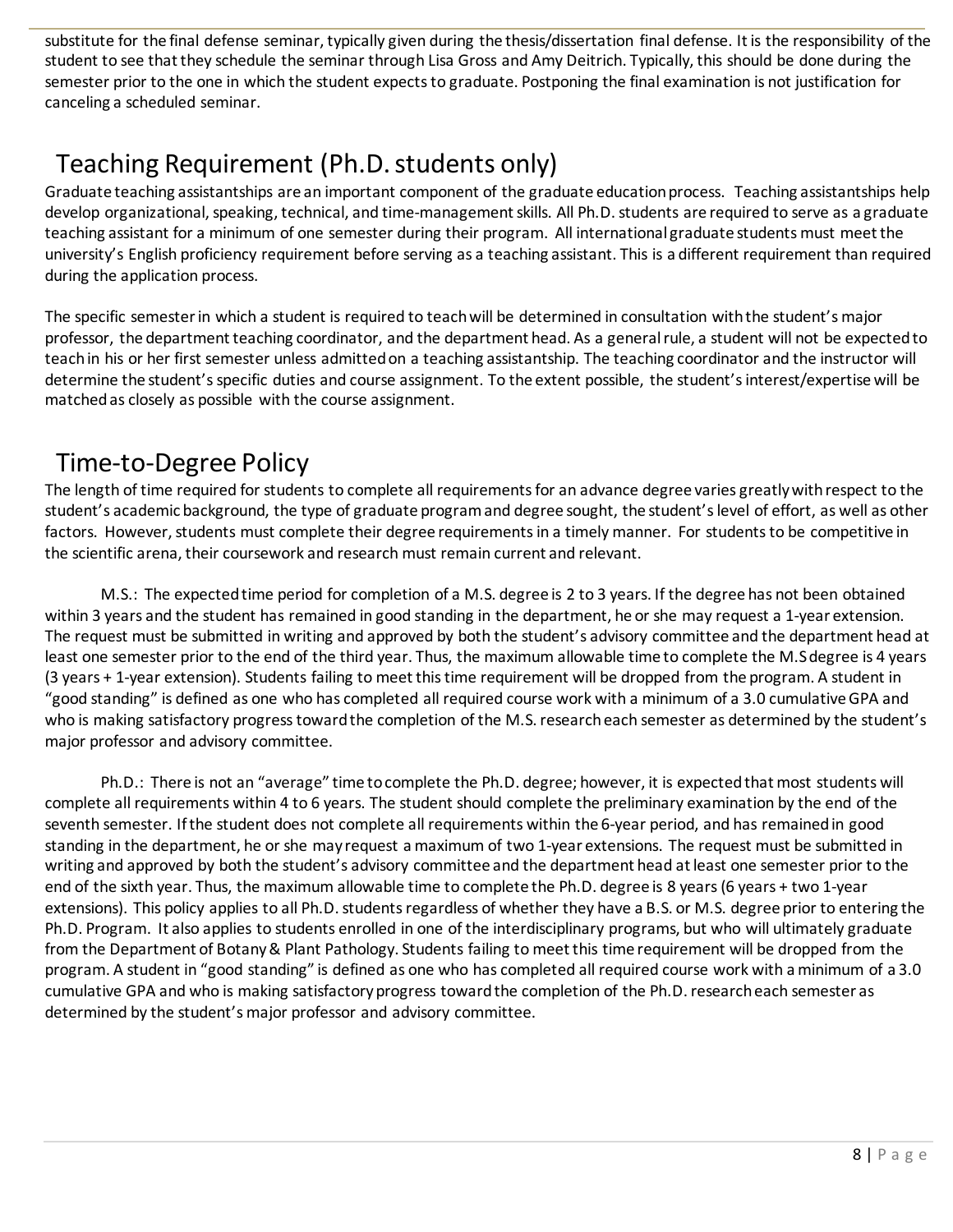substitute for the final defense seminar, typically given during the thesis/dissertation final defense. It is the responsibility of the student to see that they schedule the seminar through Lisa Gross and Amy Deitrich. Typically, this should be done during the semester prior to the one in which the student expects to graduate. Postponing the final examination is not justification for canceling a scheduled seminar.

## Teaching Requirement (Ph.D. students only)

Graduate teaching assistantships are an important component of the graduate education process. Teaching assistantships help develop organizational, speaking, technical, and time-management skills. All Ph.D. students are required to serve as a graduate teaching assistant for a minimum of one semester during their program. All international graduate students must meet the university's English proficiency requirement before serving as a teaching assistant. This is a different requirement than required during the application process.

The specific semester in which a student is required to teach will be determined in consultation with the student's major professor, the department teaching coordinator, and the department head. As a general rule, a student will not be expected to teach in his or her first semester unless admitted on a teaching assistantship. The teaching coordinator and the instructor will determine the student's specific duties and course assignment. To the extent possible, the student's interest/expertise will be matched as closely as possible with the course assignment.

## Time-to-Degree Policy

The length of time required for students to complete all requirements for an advance degree varies greatly with respect to the student's academic background, the type of graduate program and degree sought, the student's level of effort, as well as other factors. However, students must complete their degree requirements in a timely manner. For students to be competitive in the scientific arena, their coursework and research must remain current and relevant.

M.S.: The expected time period for completion of a M.S. degree is 2 to 3 years. If the degree has not been obtained within 3 years and the student has remained in good standing in the department, he or she may request a 1-year extension. The request must be submitted in writing and approved by both the student's advisory committee and the department head at least one semester prior to the end of the third year. Thus, the maximum allowable time to complete the M.S degree is 4 years (3 years + 1-year extension). Students failing to meet this time requirement will be dropped from the program. A student in "good standing" is defined as one who has completed all required course work with a minimum of a 3.0 cumulative GPA and who is making satisfactory progress toward the completion of the M.S. research each semester as determined by the student's major professor and advisory committee.

Ph.D.: There is not an "average" time to complete the Ph.D. degree; however, it is expected that most students will complete all requirements within 4 to 6 years. The student should complete the preliminary examination by the end of the seventh semester. If the student does not complete all requirements within the 6-year period, and has remained in good standing in the department, he or she may request a maximum of two 1-year extensions. The request must be submitted in writing and approved by both the student's advisory committee and the department head at least one semester prior to the end of the sixth year. Thus, the maximum allowable time to complete the Ph.D. degree is 8 years (6 years + two 1-year extensions). This policy applies to all Ph.D. students regardless of whether they have a B.S. or M.S. degree prior to entering the Ph.D. Program. It also applies to students enrolled in one of the interdisciplinary programs, but who will ultimately graduate from the Department of Botany & Plant Pathology. Students failing to meet this time requirement will be dropped from the program. A student in "good standing" is defined as one who has completed all required course work with a minimum of a 3.0 cumulative GPA and who is making satisfactory progress toward the completion of the Ph.D. research each semester as determined by the student's major professor and advisory committee.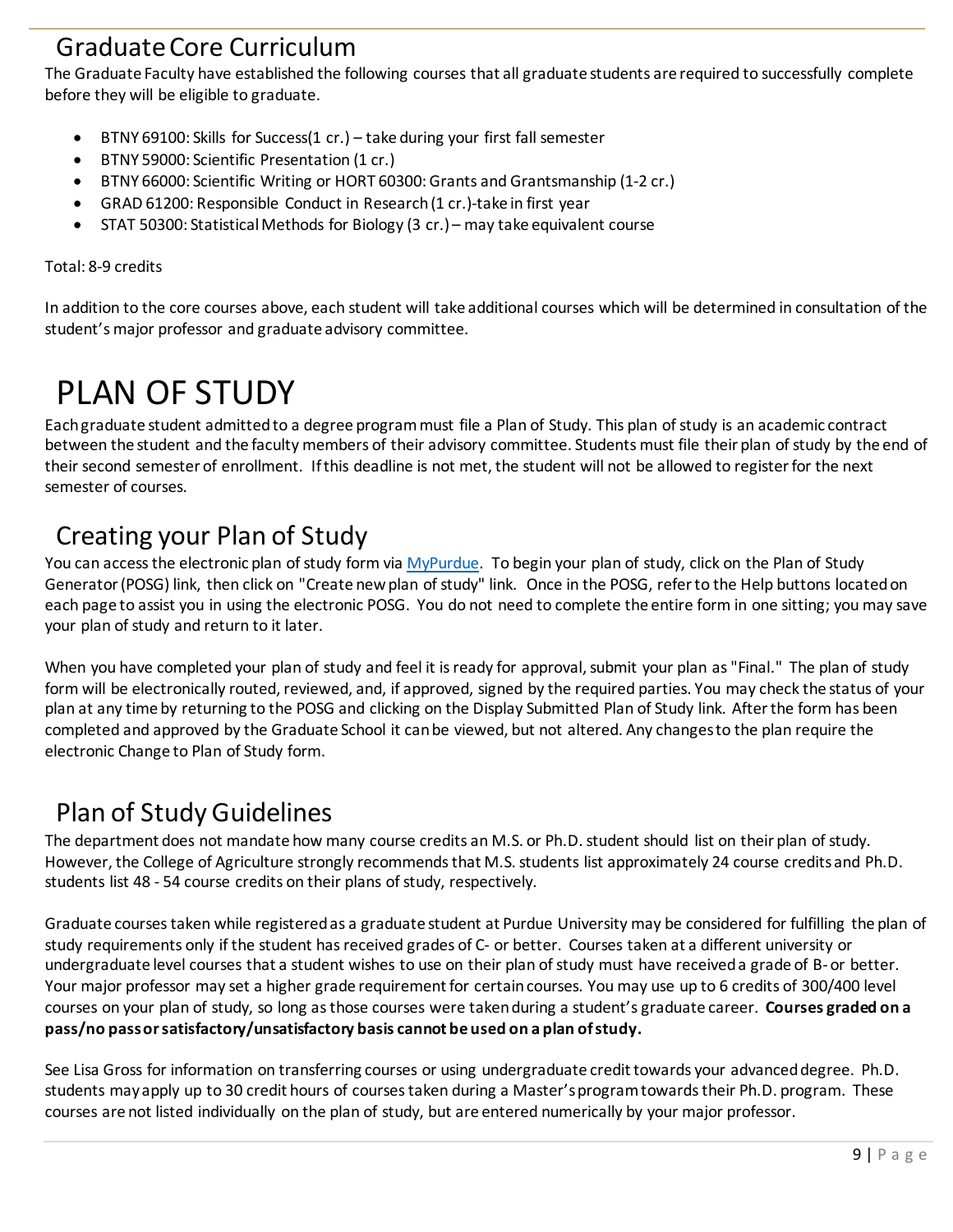## Graduate Core Curriculum

The Graduate Faculty have established the following courses that all graduate students are required to successfully complete before they will be eligible to graduate.

- BTNY 69100: Skills for Success(1 cr.) – take during your first fall semester
- BTNY 59000: Scientific Presentation (1 cr.)
- BTNY 66000: Scientific Writing or HORT 60300: Grants and Grantsmanship (1-2 cr.)
- GRAD 61200: Responsible Conduct in Research (1 cr.)-take in first year
- STAT 50300: Statistical Methods for Biology (3 cr.) – may take equivalent course

Total: 8-9 credits

In addition to the core courses above, each student will take additional courses which will be determined in consultation of the student's major professor and graduate advisory committee.

# PLAN OF STUDY

Each graduate student admitted to a degree program must file a Plan of Study. This plan of study is an academic contract between the student and the faculty members of their advisory committee. Students must file their plan of study by the end of their second semester of enrollment. If this deadline is not met, the student will not be allowed to register for the next semester of courses.

## Creating your Plan of Study

You can access the electronic plan of study form via [MyPurdue](MyPurdue). To begin your plan of study, click on the Plan of Study Generator (POSG) link, then click on "Create new plan of study" link. Once in the POSG, refer to the Help buttons located on each page to assist you in using the electronic POSG. You do not need to complete the entire form in one sitting; you may save your plan of study and return to it later.

When you have completed your plan of study and feel it is ready for approval, submit your plan as "Final." The plan of study form will be electronically routed, reviewed, and, if approved, signed by the required parties. You may check the status of your plan at any time by returning to the POSG and clicking on the Display Submitted Plan of Study link. After the form has been completed and approved by the Graduate School it can be viewed, but not altered. Any changes to the plan require the electronic Change to Plan of Study form.

## Plan of Study Guidelines

The department does not mandate how many course credits an M.S. or Ph.D. student should list on their plan of study. However, the College of Agriculture strongly recommends that M.S. students list approximately 24 course credits and Ph.D. students list 48 - 54 course credits on their plans of study, respectively.

Graduate courses taken while registered as a graduate student at Purdue University may be considered for fulfilling the plan of study requirements only if the student has received grades of C- or better. Courses taken at a different university or undergraduate level courses that a student wishes to use on their plan of study must have received a grade of B- or better. Your major professor may set a higher grade requirement for certain courses. You may use up to 6 credits of 300/400 level courses on your plan of study, so long as those courses were taken during a student's graduate career. **Courses graded on a pass/no pass or satisfactory/unsatisfactory basis cannot be used on a plan of study.**

See Lisa Gross for information on transferring courses or using undergraduate credit towards your advanced degree. Ph.D. students may apply up to 30 credit hours of courses taken during a Master's program towards their Ph.D. program. These courses are not listed individually on the plan of study, but are entered numerically by your major professor.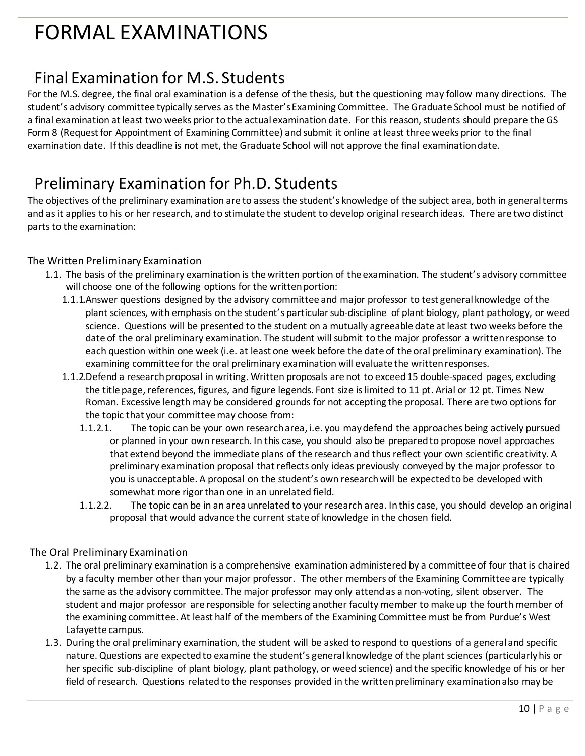# FORMAL EXAMINATIONS

## Final Examination for M.S. Students

For the M.S. degree, the final oral examination is a defense of the thesis, but the questioning may follow many directions. The student's advisory committee typically serves as the Master's Examining Committee. The Graduate School must be notified of a final examination at least two weeks prior to the actual examination date. For this reason, students should prepare the GS Form 8 (Request for Appointment of Examining Committee) and submit it online at least three weeks prior to the final examination date. If this deadline is not met, the Graduate School will not approve the final examination date.

## Preliminary Examination for Ph.D. Students

The objectives of the preliminary examination are to assess the student's knowledge of the subject area, both in general terms and as it applies to his or her research, and to stimulate the student to develop original research ideas. There are two distinct parts to the examination:

### The Written Preliminary Examination

1.1. The basis of the preliminary examination is the written portion of the examination. The student's advisory committee will choose one of the following options for the written portion:

- 1.1.1. Answer questions designed by the advisory committee and major professor to test general knowledge of the plant sciences, with emphasis on the student's particular sub-discipline of plant biology, plant pathology, or weed science. Questions will be presented to the student on a mutually agreeable date at least two weeks before the date of the oral preliminary examination. The student will submit to the major professor a written response to each question within one week (i.e. at least one week before the date of the oral preliminary examination). The examining committee for the oral preliminary examination will evaluate the written responses.
- 1.1.2. Defend a research proposal in writing. Written proposals are not to exceed 15 double-spaced pages, excluding the title page, references, figures, and figure legends. Font size is limited to 11 pt. Arial or 12 pt. Times New Roman. Excessive length may be considered grounds for not accepting the proposal. There are two options for the topic that your committee may choose from:
  - 1.1.2.1. The topic can be your own research area, i.e. you may defend the approaches being actively pursued or planned in your own research. In this case, you should also be prepared to propose novel approaches that extend beyond the immediate plans of the research and thus reflect your own scientific creativity. A preliminary examination proposal that reflects only ideas previously conveyed by the major professor to you is unacceptable. A proposal on the student's own research will be expected to be developed with somewhat more rigor than one in an unrelated field.
  - 1.1.2.2. The topic can be in an area unrelated to your research area. In this case, you should develop an original proposal that would advance the current state of knowledge in the chosen field.

### The Oral Preliminary Examination

1.2. The oral preliminary examination is a comprehensive examination administered by a committee of four that is chaired by a faculty member other than your major professor. The other members of the Examining Committee are typically the same as the advisory committee. The major professor may only attend as a non-voting, silent observer. The student and major professor are responsible for selecting another faculty member to make up the fourth member of the examining committee. At least half of the members of the Examining Committee must be from Purdue's West Lafayette campus.

1.3. During the oral preliminary examination, the student will be asked to respond to questions of a general and specific nature. Questions are expected to examine the student's general knowledge of the plant sciences (particularly his or her specific sub-discipline of plant biology, plant pathology, or weed science) and the specific knowledge of his or her field of research. Questions related to the responses provided in the written preliminary examination also may be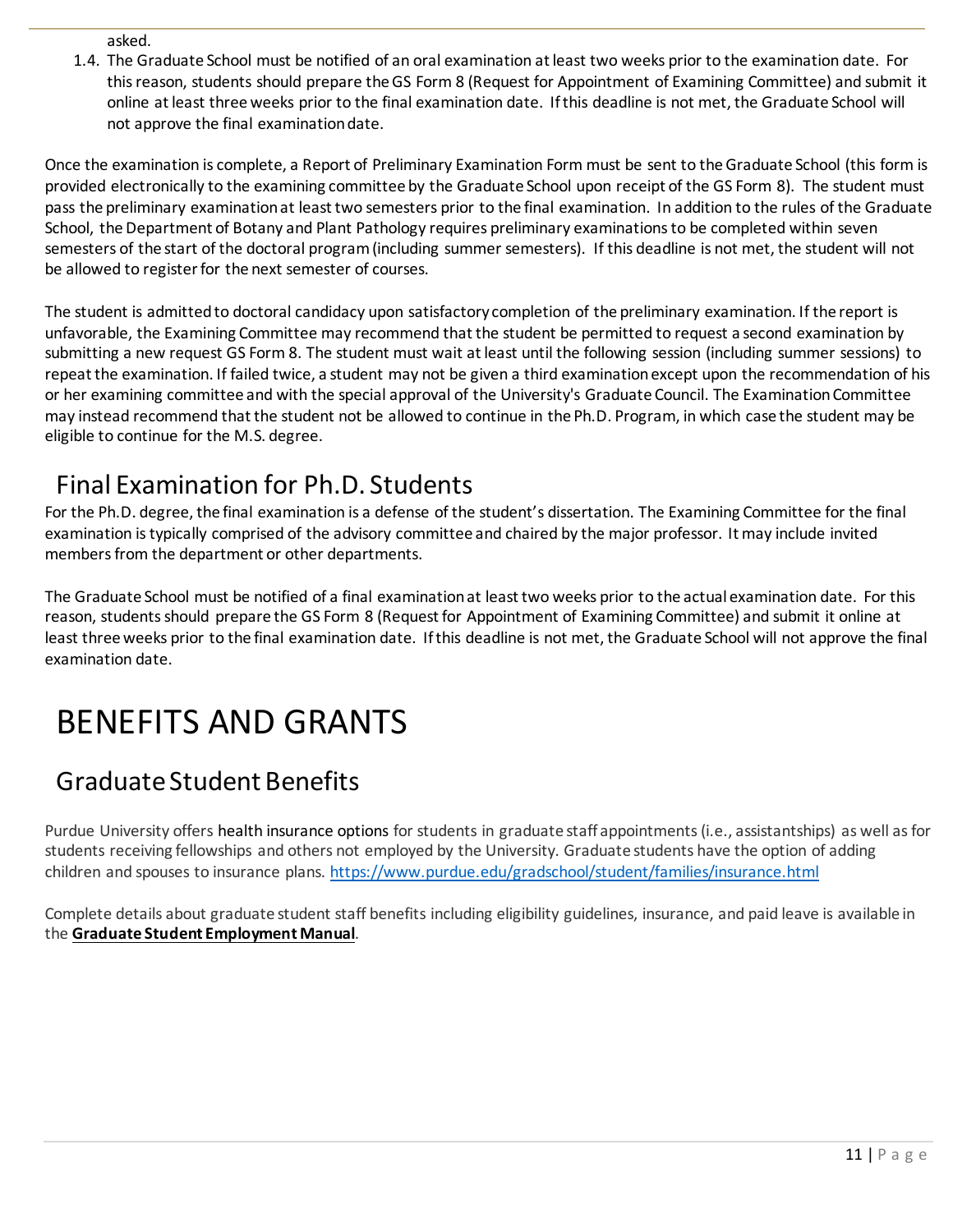asked.

1.4. The Graduate School must be notified of an oral examination at least two weeks prior to the examination date. For this reason, students should prepare the GS Form 8 (Request for Appointment of Examining Committee) and submit it online at least three weeks prior to the final examination date. If this deadline is not met, the Graduate School will not approve the final examination date.

Once the examination is complete, a Report of Preliminary Examination Form must be sent to the Graduate School (this form is provided electronically to the examining committee by the Graduate School upon receipt of the GS Form 8). The student must pass the preliminary examination at least two semesters prior to the final examination. In addition to the rules of the Graduate School, the Department of Botany and Plant Pathology requires preliminary examinations to be completed within seven semesters of the start of the doctoral program (including summer semesters). If this deadline is not met, the student will not be allowed to register for the next semester of courses.

The student is admitted to doctoral candidacy upon satisfactory completion of the preliminary examination. If the report is unfavorable, the Examining Committee may recommend that the student be permitted to request a second examination by submitting a new request GS Form 8. The student must wait at least until the following session (including summer sessions) to repeat the examination. If failed twice, a student may not be given a third examination except upon the recommendation of his or her examining committee and with the special approval of the University's Graduate Council. The Examination Committee may instead recommend that the student not be allowed to continue in the Ph.D. Program, in which case the student may be eligible to continue for the M.S. degree.

## Final Examination for Ph.D. Students

For the Ph.D. degree, the final examination is a defense of the student's dissertation. The Examining Committee for the final examination is typically comprised of the advisory committee and chaired by the major professor. It may include invited members from the department or other departments.

The Graduate School must be notified of a final examination at least two weeks prior to the actual examination date. For this reason, students should prepare the GS Form 8 (Request for Appointment of Examining Committee) and submit it online at least three weeks prior to the final examination date. If this deadline is not met, the Graduate School will not approve the final examination date.

# BENEFITS AND GRANTS

## Graduate Student Benefits

Purdue University offers health insurance options for students in graduate staff appointments (i.e., assistantships) as well as for students receiving fellowships and others not employed by the University. Graduate students have the option of adding children and spouses to insurance plans. https://www.purdue.edu/gradschool/student/families/insurance.html

Complete details about graduate student staff benefits including eligibility guidelines, insurance, and paid leave is available in the **Graduate Student Employment Manual**.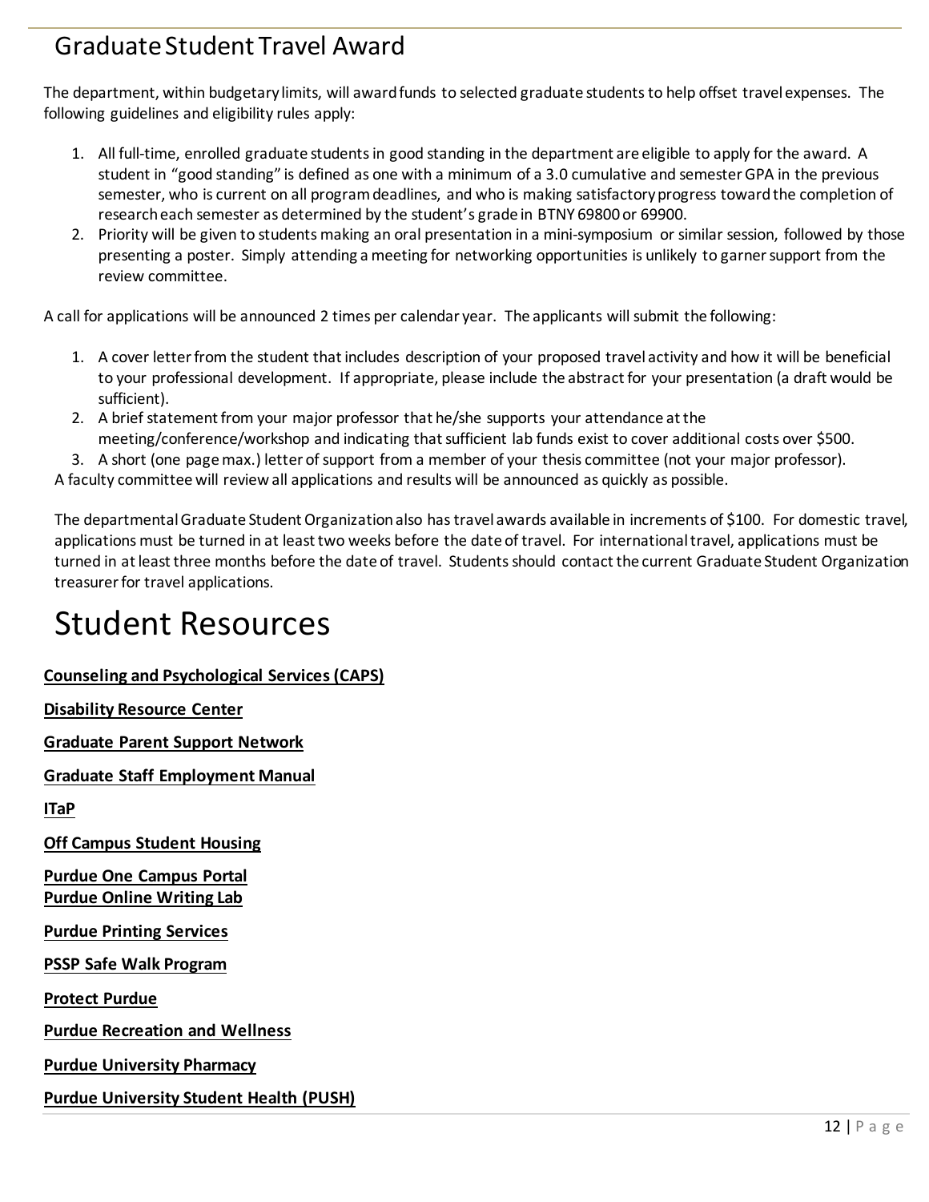## Graduate Student Travel Award

The department, within budgetary limits, will award funds to selected graduate students to help offset travel expenses. The following guidelines and eligibility rules apply:

1. All full-time, enrolled graduate students in good standing in the department are eligible to apply for the award. A student in "good standing" is defined as one with a minimum of a 3.0 cumulative and semester GPA in the previous semester, who is current on all program deadlines, and who is making satisfactory progress toward the completion of research each semester as determined by the student's grade in BTNY 69800 or 69900.
2. Priority will be given to students making an oral presentation in a mini-symposium or similar session, followed by those presenting a poster. Simply attending a meeting for networking opportunities is unlikely to garner support from the review committee.

A call for applications will be announced 2 times per calendar year. The applicants will submit the following:

1. A cover letter from the student that includes description of your proposed travel activity and how it will be beneficial to your professional development. If appropriate, please include the abstract for your presentation (a draft would be sufficient).
2. A brief statement from your major professor that he/she supports your attendance at the meeting/conference/workshop and indicating that sufficient lab funds exist to cover additional costs over $500.
3. A short (one page max.) letter of support from a member of your thesis committee (not your major professor).

A faculty committee will review all applications and results will be announced as quickly as possible.

The departmental Graduate Student Organization also has travel awards available in increments of $100. For domestic travel, applications must be turned in at least two weeks before the date of travel. For international travel, applications must be turned in at least three months before the date of travel. Students should contact the current Graduate Student Organization treasurer for travel applications.

# Student Resources

**Counseling and Psychological Services (CAPS)**

**Disability Resource Center**

**Graduate Parent Support Network**

**Graduate Staff Employment Manual**

**ITaP**

**Off Campus Student Housing**

**Purdue One Campus Portal**
**Purdue Online Writing Lab**

**Purdue Printing Services**

**PSSP Safe Walk Program**

**Protect Purdue**

**Purdue Recreation and Wellness**

**Purdue University Pharmacy**

**Purdue University Student Health (PUSH)**